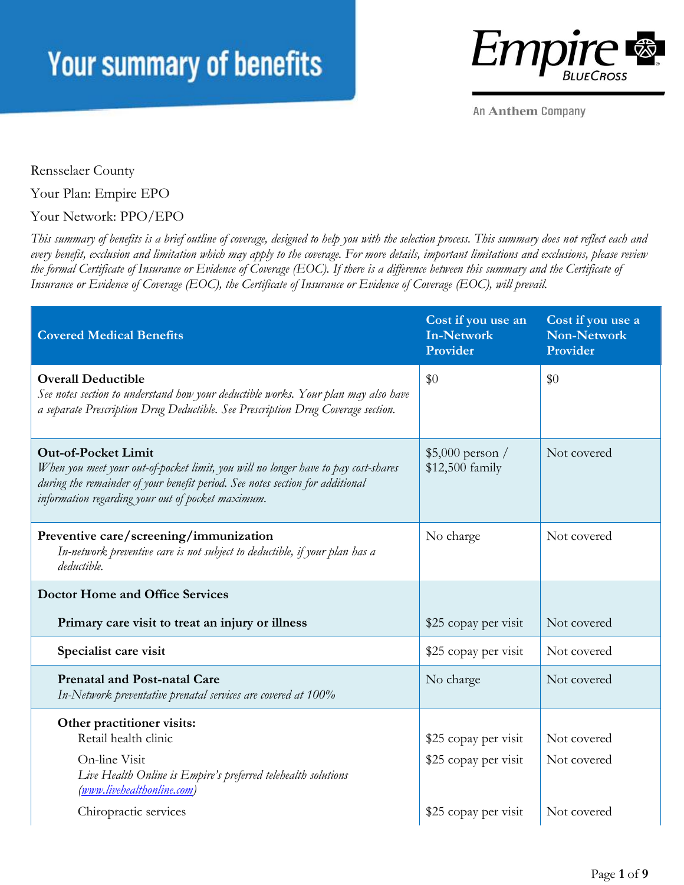# Your summary of benefits

Empire BlueCross

An Anthem Company

Rensselaer County

Your Plan: Empire EPO

Your Network: PPO/EPO

*This summary of benefits is a brief outline of coverage, designed to help you with the selection process. This summary does not reflect each and every benefit, exclusion and limitation which may apply to the coverage. For more details, important limitations and exclusions, please review the formal Certificate of Insurance or Evidence of Coverage (EOC). If there is a difference between this summary and the Certificate of Insurance or Evidence of Coverage (EOC), the Certificate of Insurance or Evidence of Coverage (EOC), will prevail.*

| Covered Medical Benefits | Cost if you use an In-Network Provider | Cost if you use a Non-Network Provider |
|---|---|---|
| **Overall Deductible**<br>*See notes section to understand how your deductible works. Your plan may also have a separate Prescription Drug Deductible. See Prescription Drug Coverage section.* | $0 | $0 |
| **Out-of-Pocket Limit**<br>*When you meet your out-of-pocket limit, you will no longer have to pay cost-shares during the remainder of your benefit period. See notes section for additional information regarding your out of pocket maximum.* | $5,000 person / $12,500 family | Not covered |
| **Preventive care/screening/immunization**<br>*In-network preventive care is not subject to deductible, if your plan has a deductible.* | No charge | Not covered |
| **Doctor Home and Office Services** | | |
| **Primary care visit to treat an injury or illness** | $25 copay per visit | Not covered |
| **Specialist care visit** | $25 copay per visit | Not covered |
| **Prenatal and Post-natal Care**<br>*In-Network preventative prenatal services are covered at 100%* | No charge | Not covered |
| **Other practitioner visits:** | | |
| Retail health clinic | $25 copay per visit | Not covered |
| On-line Visit<br>*Live Health Online is Empire's preferred telehealth solutions ([www.livehealthonline.com](www.livehealthonline.com))* | $25 copay per visit | Not covered |
| Chiropractic services | $25 copay per visit | Not covered |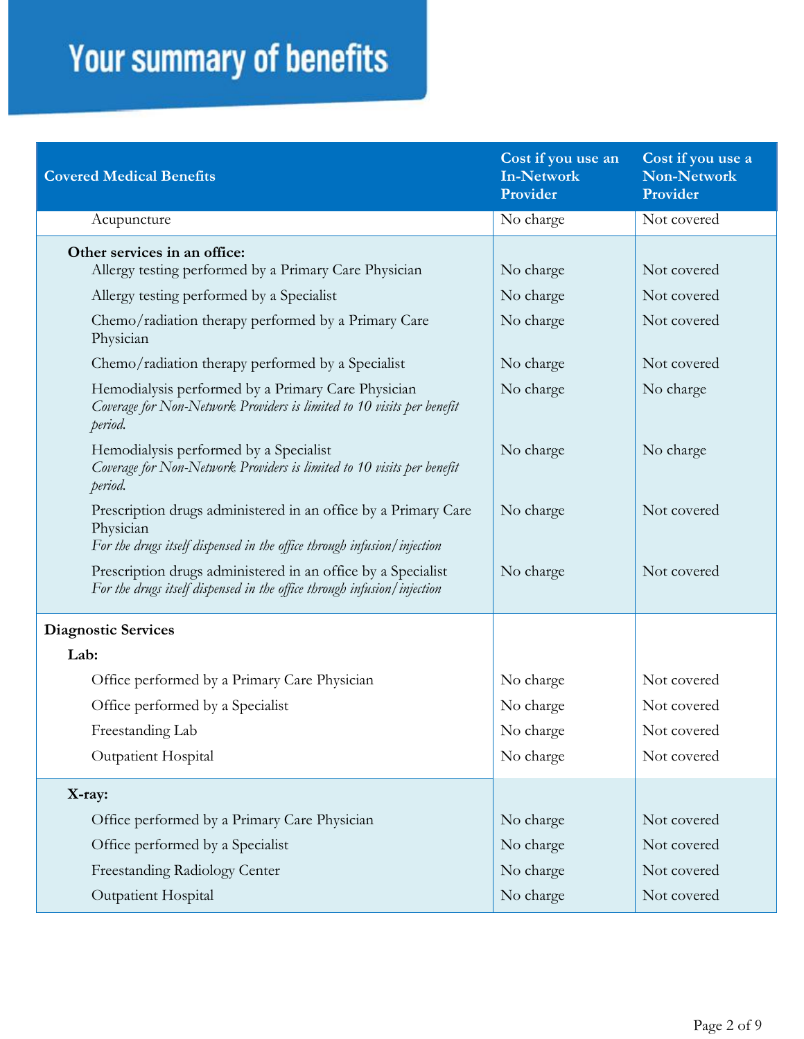# Your summary of benefits

| Covered Medical Benefits | Cost if you use an In-Network Provider | Cost if you use a Non-Network Provider |
| --- | --- | --- |
| Acupuncture | No charge | Not covered |
| **Other services in an office:** | | |
| Allergy testing performed by a Primary Care Physician | No charge | Not covered |
| Allergy testing performed by a Specialist | No charge | Not covered |
| Chemo/radiation therapy performed by a Primary Care Physician | No charge | Not covered |
| Chemo/radiation therapy performed by a Specialist | No charge | Not covered |
| Hemodialysis performed by a Primary Care Physician *Coverage for Non-Network Providers is limited to 10 visits per benefit period.* | No charge | No charge |
| Hemodialysis performed by a Specialist *Coverage for Non-Network Providers is limited to 10 visits per benefit period.* | No charge | No charge |
| Prescription drugs administered in an office by a Primary Care Physician *For the drugs itself dispensed in the office through infusion/injection* | No charge | Not covered |
| Prescription drugs administered in an office by a Specialist *For the drugs itself dispensed in the office through infusion/injection* | No charge | Not covered |
| **Diagnostic Services** | | |
| **Lab:** | | |
| Office performed by a Primary Care Physician | No charge | Not covered |
| Office performed by a Specialist | No charge | Not covered |
| Freestanding Lab | No charge | Not covered |
| Outpatient Hospital | No charge | Not covered |
| **X-ray:** | | |
| Office performed by a Primary Care Physician | No charge | Not covered |
| Office performed by a Specialist | No charge | Not covered |
| Freestanding Radiology Center | No charge | Not covered |
| Outpatient Hospital | No charge | Not covered |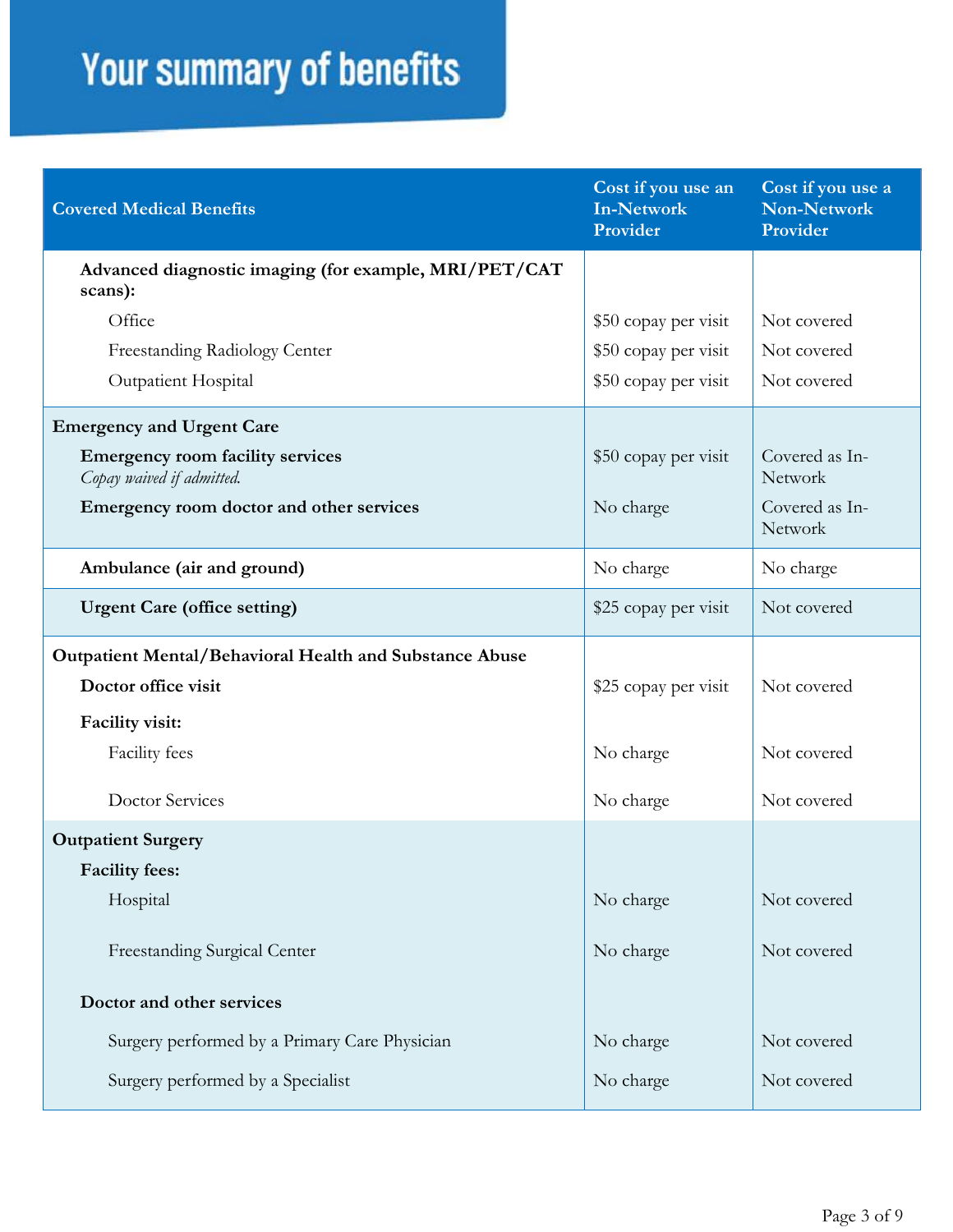# Your summary of benefits

| Covered Medical Benefits | Cost if you use an In-Network Provider | Cost if you use a Non-Network Provider |
|---|---|---|
| **Advanced diagnostic imaging (for example, MRI/PET/CAT scans):** | | |
| Office | $50 copay per visit | Not covered |
| Freestanding Radiology Center | $50 copay per visit | Not covered |
| Outpatient Hospital | $50 copay per visit | Not covered |
| **Emergency and Urgent Care** | | |
| **Emergency room facility services** *Copay waived if admitted.* | $50 copay per visit | Covered as In-Network |
| **Emergency room doctor and other services** | No charge | Covered as In-Network |
| **Ambulance (air and ground)** | No charge | No charge |
| **Urgent Care (office setting)** | $25 copay per visit | Not covered |
| **Outpatient Mental/Behavioral Health and Substance Abuse** | | |
| **Doctor office visit** | $25 copay per visit | Not covered |
| **Facility visit:** | | |
| Facility fees | No charge | Not covered |
| Doctor Services | No charge | Not covered |
| **Outpatient Surgery** | | |
| **Facility fees:** | | |
| Hospital | No charge | Not covered |
| Freestanding Surgical Center | No charge | Not covered |
| **Doctor and other services** | | |
| Surgery performed by a Primary Care Physician | No charge | Not covered |
| Surgery performed by a Specialist | No charge | Not covered |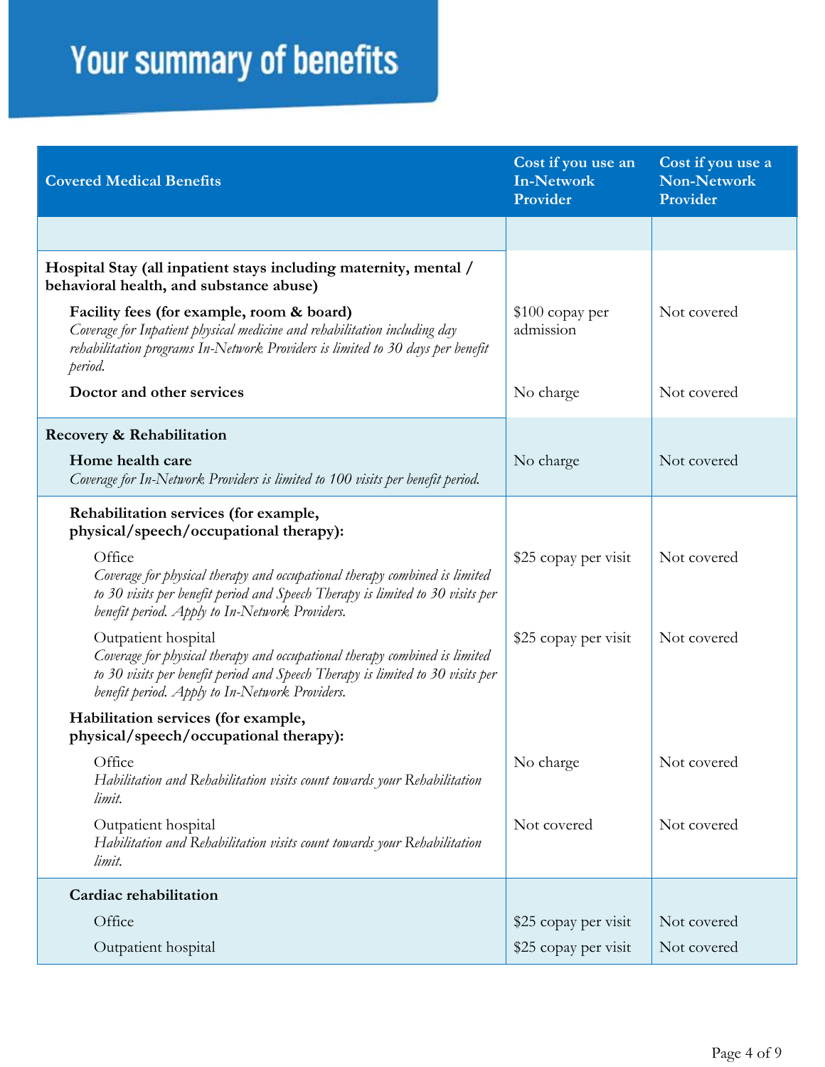# Your summary of benefits

| Covered Medical Benefits | Cost if you use an In-Network Provider | Cost if you use a Non-Network Provider |
|---|---|---|
| | | |
| **Hospital Stay (all inpatient stays including maternity, mental / behavioral health, and substance abuse)** | | |
| **Facility fees (for example, room & board)** *Coverage for Inpatient physical medicine and rehabilitation including day rehabilitation programs In-Network Providers is limited to 30 days per benefit period.* | $100 copay per admission | Not covered |
| **Doctor and other services** | No charge | Not covered |
| **Recovery & Rehabilitation** | | |
| **Home health care** *Coverage for In-Network Providers is limited to 100 visits per benefit period.* | No charge | Not covered |
| **Rehabilitation services (for example, physical/speech/occupational therapy):** | | |
| Office *Coverage for physical therapy and occupational therapy combined is limited to 30 visits per benefit period and Speech Therapy is limited to 30 visits per benefit period. Apply to In-Network Providers.* | $25 copay per visit | Not covered |
| Outpatient hospital *Coverage for physical therapy and occupational therapy combined is limited to 30 visits per benefit period and Speech Therapy is limited to 30 visits per benefit period. Apply to In-Network Providers.* | $25 copay per visit | Not covered |
| **Habilitation services (for example, physical/speech/occupational therapy):** | | |
| Office *Habilitation and Rehabilitation visits count towards your Rehabilitation limit.* | No charge | Not covered |
| Outpatient hospital *Habilitation and Rehabilitation visits count towards your Rehabilitation limit.* | Not covered | Not covered |
| **Cardiac rehabilitation** | | |
| Office | $25 copay per visit | Not covered |
| Outpatient hospital | $25 copay per visit | Not covered |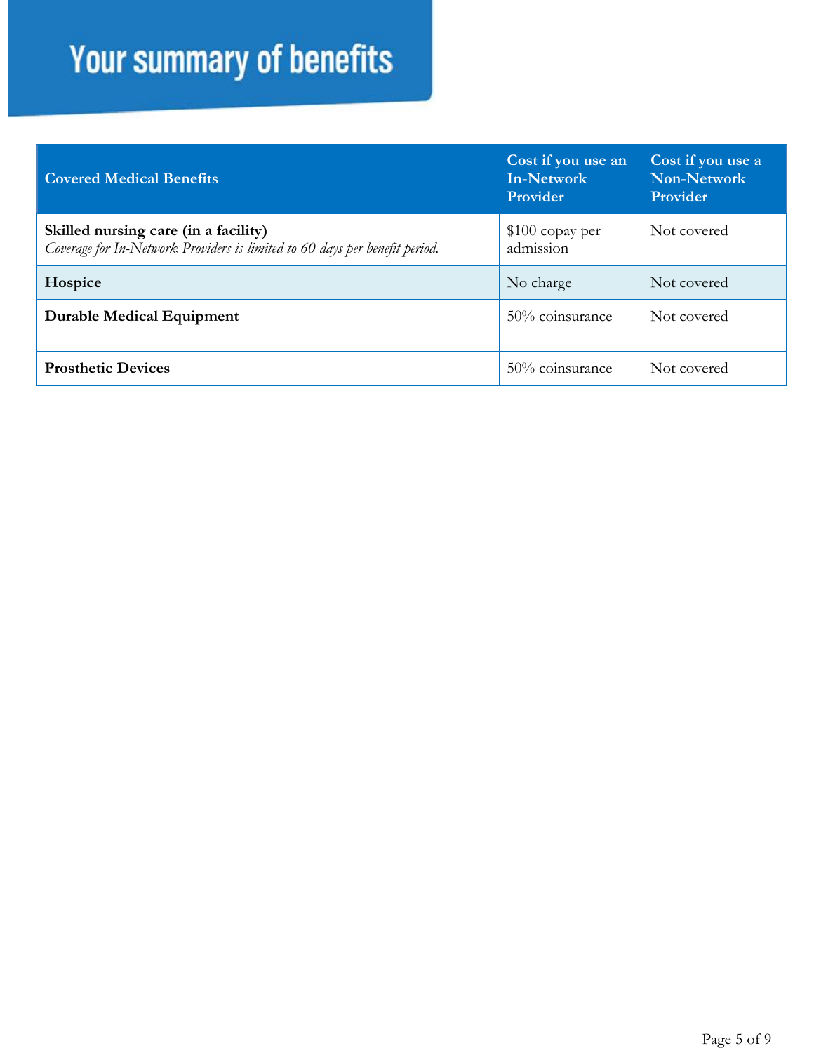# Your summary of benefits

| Covered Medical Benefits | Cost if you use an In-Network Provider | Cost if you use a Non-Network Provider |
| --- | --- | --- |
| **Skilled nursing care (in a facility)**<br>*Coverage for In-Network Providers is limited to 60 days per benefit period.* | $100 copay per admission | Not covered |
| **Hospice** | No charge | Not covered |
| **Durable Medical Equipment** | 50% coinsurance | Not covered |
| **Prosthetic Devices** | 50% coinsurance | Not covered |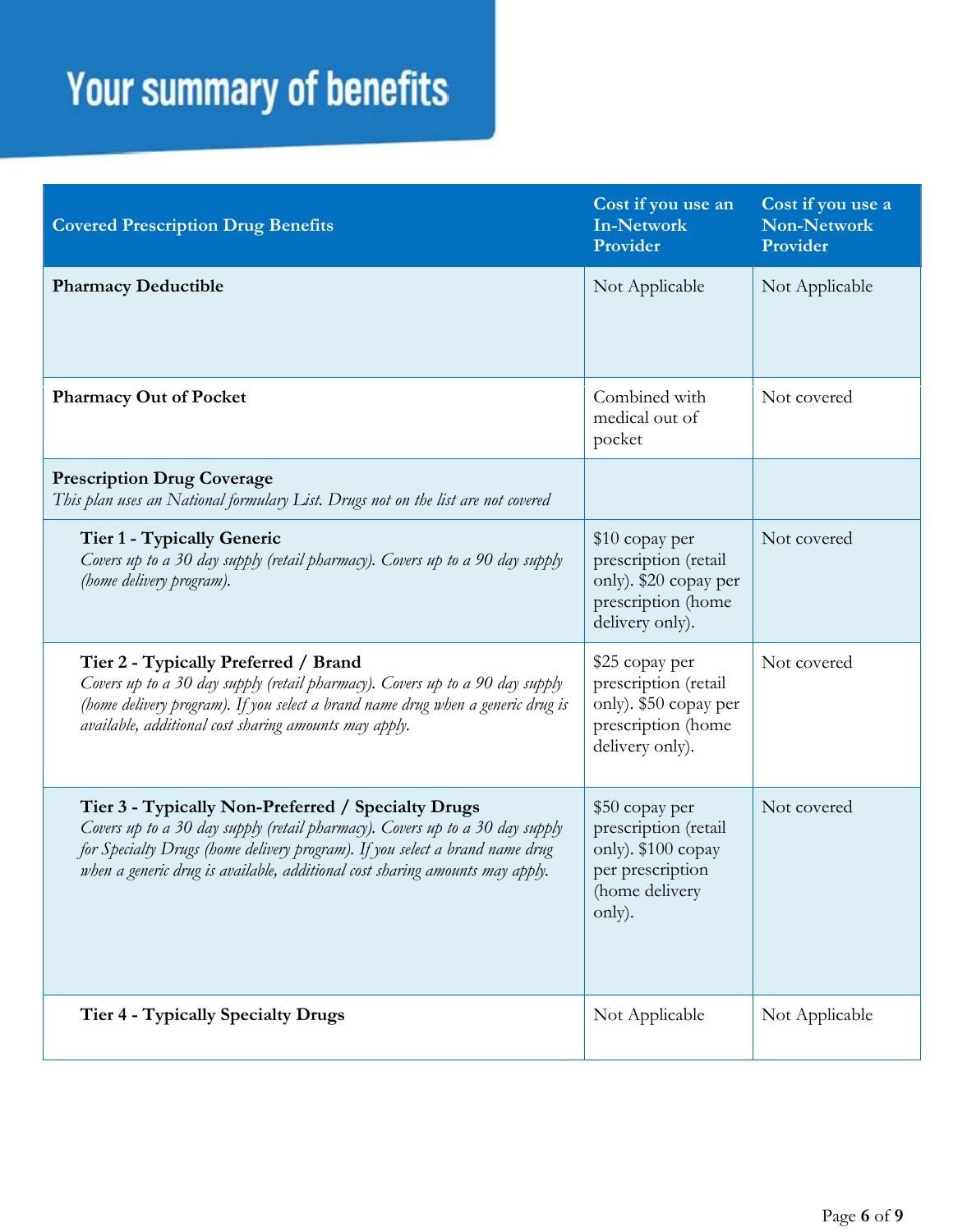# Your summary of benefits

| Covered Prescription Drug Benefits | Cost if you use an In-Network Provider | Cost if you use a Non-Network Provider |
|---|---|---|
| **Pharmacy Deductible** | Not Applicable | Not Applicable |
| **Pharmacy Out of Pocket** | Combined with medical out of pocket | Not covered |
| **Prescription Drug Coverage**<br>*This plan uses an National formulary List. Drugs not on the list are not covered* | | |
| **Tier 1 - Typically Generic**<br>*Covers up to a 30 day supply (retail pharmacy). Covers up to a 90 day supply (home delivery program).* | $10 copay per prescription (retail only). $20 copay per prescription (home delivery only). | Not covered |
| **Tier 2 - Typically Preferred / Brand**<br>*Covers up to a 30 day supply (retail pharmacy). Covers up to a 90 day supply (home delivery program). If you select a brand name drug when a generic drug is available, additional cost sharing amounts may apply.* | $25 copay per prescription (retail only). $50 copay per prescription (home delivery only). | Not covered |
| **Tier 3 - Typically Non-Preferred / Specialty Drugs**<br>*Covers up to a 30 day supply (retail pharmacy). Covers up to a 30 day supply for Specialty Drugs (home delivery program). If you select a brand name drug when a generic drug is available, additional cost sharing amounts may apply.* | $50 copay per prescription (retail only). $100 copay per prescription (home delivery only). | Not covered |
| **Tier 4 - Typically Specialty Drugs** | Not Applicable | Not Applicable |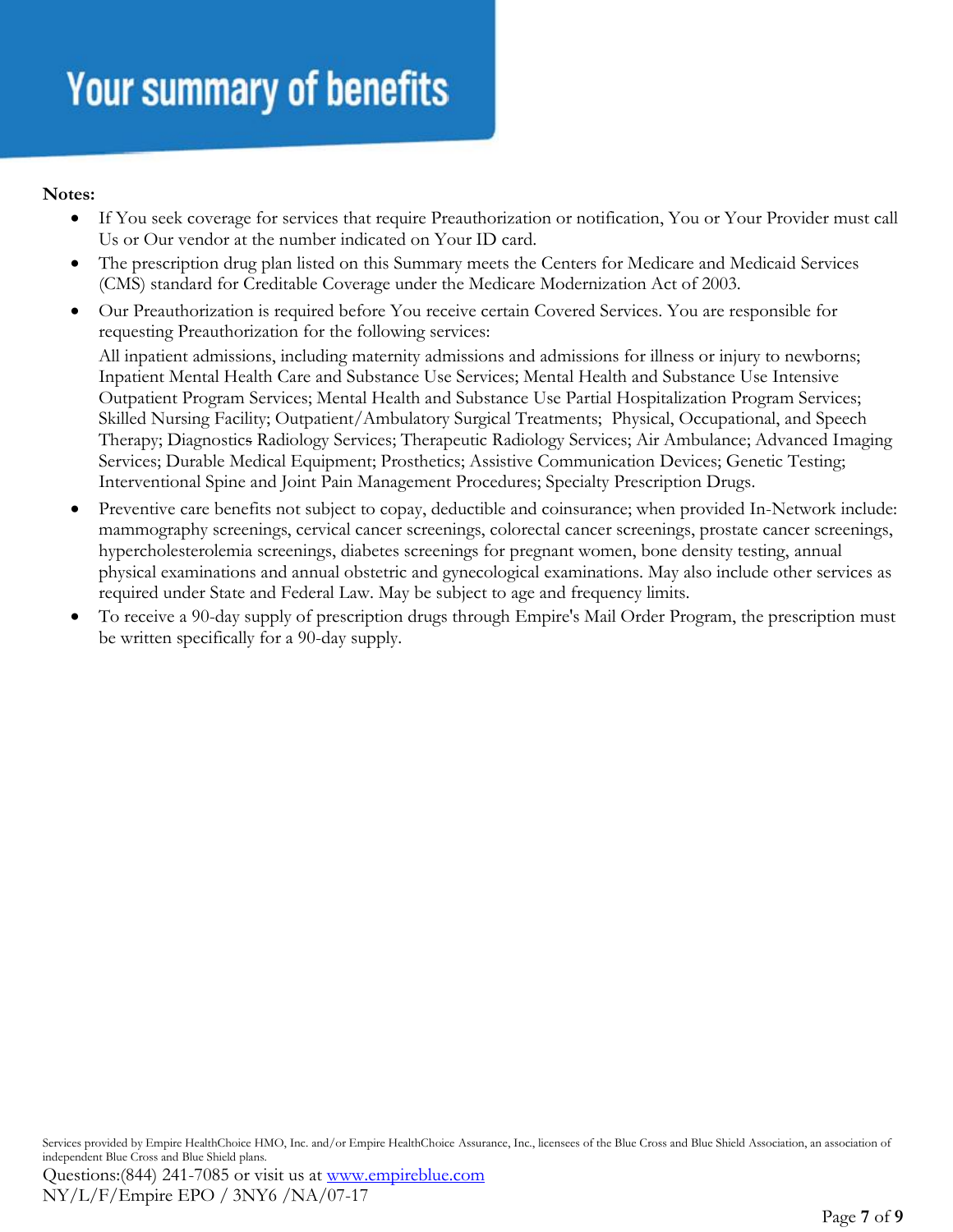# Your summary of benefits

**Notes:**

- If You seek coverage for services that require Preauthorization or notification, You or Your Provider must call Us or Our vendor at the number indicated on Your ID card.
- The prescription drug plan listed on this Summary meets the Centers for Medicare and Medicaid Services (CMS) standard for Creditable Coverage under the Medicare Modernization Act of 2003.
- Our Preauthorization is required before You receive certain Covered Services. You are responsible for requesting Preauthorization for the following services:

  All inpatient admissions, including maternity admissions and admissions for illness or injury to newborns; Inpatient Mental Health Care and Substance Use Services; Mental Health and Substance Use Intensive Outpatient Program Services; Mental Health and Substance Use Partial Hospitalization Program Services; Skilled Nursing Facility; Outpatient/Ambulatory Surgical Treatments; Physical, Occupational, and Speech Therapy; Diagnostics Radiology Services; Therapeutic Radiology Services; Air Ambulance; Advanced Imaging Services; Durable Medical Equipment; Prosthetics; Assistive Communication Devices; Genetic Testing; Interventional Spine and Joint Pain Management Procedures; Specialty Prescription Drugs.
- Preventive care benefits not subject to copay, deductible and coinsurance; when provided In-Network include: mammography screenings, cervical cancer screenings, colorectal cancer screenings, prostate cancer screenings, hypercholesterolemia screenings, diabetes screenings for pregnant women, bone density testing, annual physical examinations and annual obstetric and gynecological examinations. May also include other services as required under State and Federal Law. May be subject to age and frequency limits.
- To receive a 90-day supply of prescription drugs through Empire's Mail Order Program, the prescription must be written specifically for a 90-day supply.

Services provided by Empire HealthChoice HMO, Inc. and/or Empire HealthChoice Assurance, Inc., licensees of the Blue Cross and Blue Shield Association, an association of independent Blue Cross and Blue Shield plans.

Questions:(844) 241-7085 or visit us at [www.empireblue.com](http://www.empireblue.com)

NY/L/F/Empire EPO / 3NY6 /NA/07-17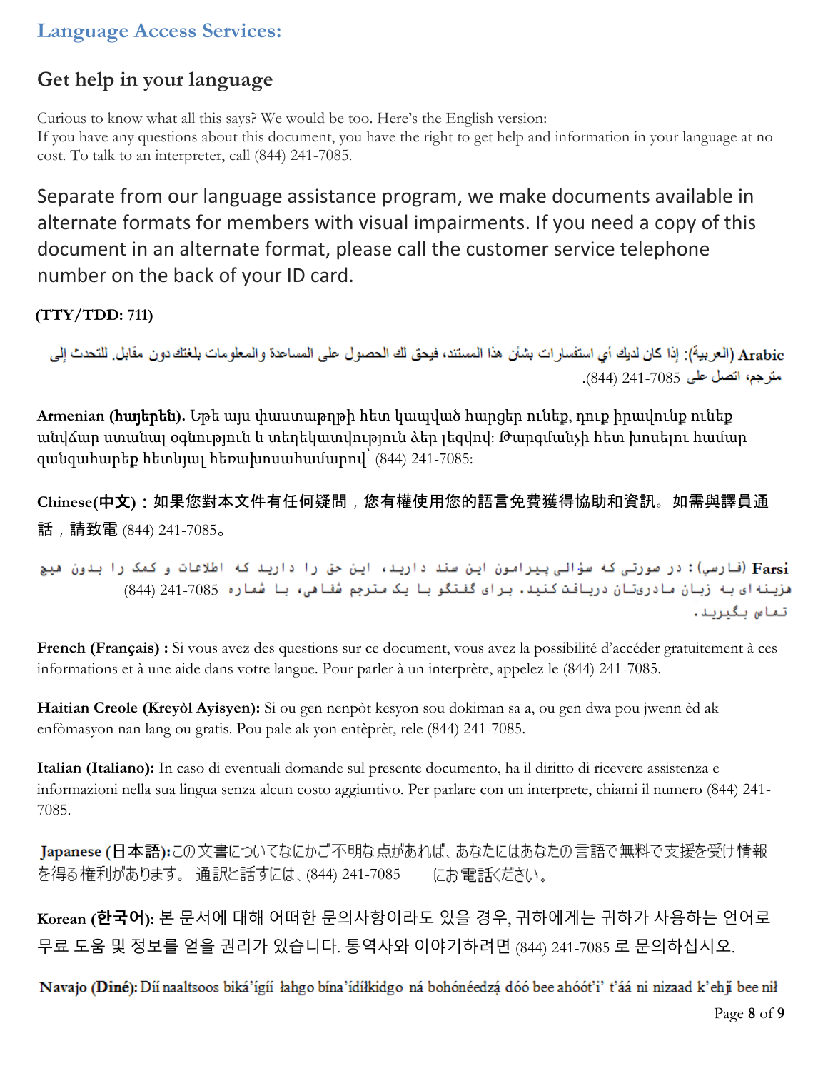## Language Access Services:

### Get help in your language

Curious to know what all this says? We would be too. Here's the English version:
If you have any questions about this document, you have the right to get help and information in your language at no cost. To talk to an interpreter, call (844) 241-7085.

Separate from our language assistance program, we make documents available in alternate formats for members with visual impairments. If you need a copy of this document in an alternate format, please call the customer service telephone number on the back of your ID card.

**(TTY/TDD: 711)**

**Arabic** (العربية): إذا كان لديك أي استفسارات بشأن هذا المستند، فيحق لك الحصول على المساعدة والمعلومات بلغتك دون مقابل. للتحدث إلى مترجم، اتصل على 7085-241 (844).

**Armenian (հայերեն).** Եթե այս փաստաթղթի հետ կապված հարցեր ունեք, դուք իրավունք ունեք անվճար ստանալ օգնություն և տեղեկատվություն ձեր լեզվով: Թարգմանչի հետ խոսելու համար զանգահարեք հետևյալ հեռախոսահամարով՝ (844) 241-7085:

**Chinese(中文)**：如果您對本文件有任何疑問，您有權使用您的語言免費獲得協助和資訊。如需與譯員通話，請致電 (844) 241-7085。

**Farsi** (فارسی)：در صورتی که سؤالی پیرامون این سند دارید، این حق را دارید که اطلاعات و کمک را بدون هیچ هزینه ای به زبان مادریتان دریافت کنید. برای گفتگو با یک مترجم شفاهی، با شماره 7085-241 (844) تماس بگیرید.

**French (Français) :** Si vous avez des questions sur ce document, vous avez la possibilité d'accéder gratuitement à ces informations et à une aide dans votre langue. Pour parler à un interprète, appelez le (844) 241-7085.

**Haitian Creole (Kreyòl Ayisyen):** Si ou gen nenpòt kesyon sou dokiman sa a, ou gen dwa pou jwenn èd ak enfòmasyon nan lang ou gratis. Pou pale ak yon entèprèt, rele (844) 241-7085.

**Italian (Italiano):** In caso di eventuali domande sul presente documento, ha il diritto di ricevere assistenza e informazioni nella sua lingua senza alcun costo aggiuntivo. Per parlare con un interprete, chiami il numero (844) 241-7085.

**Japanese (日本語):**この文書についてなにかご不明な点があれば、あなたにはあなたの言語で無料で支援を受け情報を得る権利があります。 通訳と話すには、(844) 241-7085 にお電話ください。

**Korean (한국어):** 본 문서에 대해 어떠한 문의사항이라도 있을 경우, 귀하에게는 귀하가 사용하는 언어로 무료 도움 및 정보를 얻을 권리가 있습니다. 통역사와 이야기하려면 (844) 241-7085 로 문의하십시오.

**Navajo (Diné):** Díí naaltsoos biká'ígíí łahgo bína'ídílkidgo ná bohónéedzą́ dóó bee ahóót'i' t'áá ni nizaad k'ehjį́ bee nił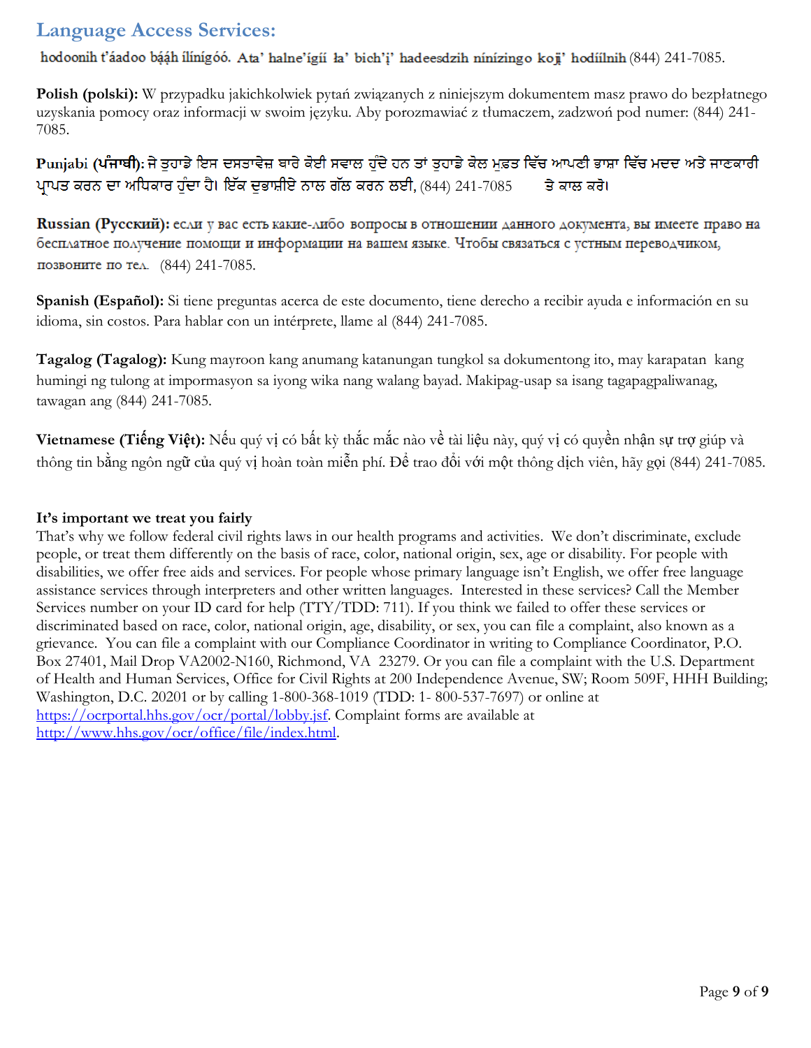## Language Access Services:

hodoonih t'áadoo bááh ílínígóó. Ata' halne'ígíí ła' bich'į' hadeesdzih nínízingo koji' hodíílnih (844) 241-7085.

**Polish (polski):** W przypadku jakichkolwiek pytań związanych z niniejszym dokumentem masz prawo do bezpłatnego uzyskania pomocy oraz informacji w swoim języku. Aby porozmawiać z tłumaczem, zadzwoń pod numer: (844) 241-7085.

**Punjabi (ਪੰਜਾਬੀ):** ਜੇ ਤੁਹਾਡੇ ਇਸ ਦਸਤਾਵੇਜ਼ ਬਾਰੇ ਕੋਈ ਸਵਾਲ ਹੁੰਦੇ ਹਨ ਤਾਂ ਤੁਹਾਡੇ ਕੋਲ ਮੁਫ਼ਤ ਵਿੱਚ ਆਪਣੀ ਭਾਸ਼ਾ ਵਿੱਚ ਮਦਦ ਅਤੇ ਜਾਣਕਾਰੀ ਪ੍ਰਾਪਤ ਕਰਨ ਦਾ ਅਧਿਕਾਰ ਹੁੰਦਾ ਹੈ। ਇੱਕ ਦੁਭਾਸ਼ੀਏ ਨਾਲ ਗੱਲ ਕਰਨ ਲਈ, (844) 241-7085 ਤੇ ਕਾਲ ਕਰੋ।

**Russian (Русский):** если у вас есть какие-либо вопросы в отношении данного документа, вы имеете право на бесплатное получение помощи и информации на вашем языке. Чтобы связаться с устным переводчиком, позвоните по тел. (844) 241-7085.

**Spanish (Español):** Si tiene preguntas acerca de este documento, tiene derecho a recibir ayuda e información en su idioma, sin costos. Para hablar con un intérprete, llame al (844) 241-7085.

**Tagalog (Tagalog):** Kung mayroon kang anumang katanungan tungkol sa dokumentong ito, may karapatan kang humingi ng tulong at impormasyon sa iyong wika nang walang bayad. Makipag-usap sa isang tagapagpaliwanag, tawagan ang (844) 241-7085.

**Vietnamese (Tiếng Việt):** Nếu quý vị có bất kỳ thắc mắc nào về tài liệu này, quý vị có quyền nhận sự trợ giúp và thông tin bằng ngôn ngữ của quý vị hoàn toàn miễn phí. Để trao đổi với một thông dịch viên, hãy gọi (844) 241-7085.

**It's important we treat you fairly**

That's why we follow federal civil rights laws in our health programs and activities. We don't discriminate, exclude people, or treat them differently on the basis of race, color, national origin, sex, age or disability. For people with disabilities, we offer free aids and services. For people whose primary language isn't English, we offer free language assistance services through interpreters and other written languages. Interested in these services? Call the Member Services number on your ID card for help (TTY/TDD: 711). If you think we failed to offer these services or discriminated based on race, color, national origin, age, disability, or sex, you can file a complaint, also known as a grievance. You can file a complaint with our Compliance Coordinator in writing to Compliance Coordinator, P.O. Box 27401, Mail Drop VA2002-N160, Richmond, VA 23279. Or you can file a complaint with the U.S. Department of Health and Human Services, Office for Civil Rights at 200 Independence Avenue, SW; Room 509F, HHH Building; Washington, D.C. 20201 or by calling 1-800-368-1019 (TDD: 1- 800-537-7697) or online at https://ocrportal.hhs.gov/ocr/portal/lobby.jsf. Complaint forms are available at http://www.hhs.gov/ocr/office/file/index.html.